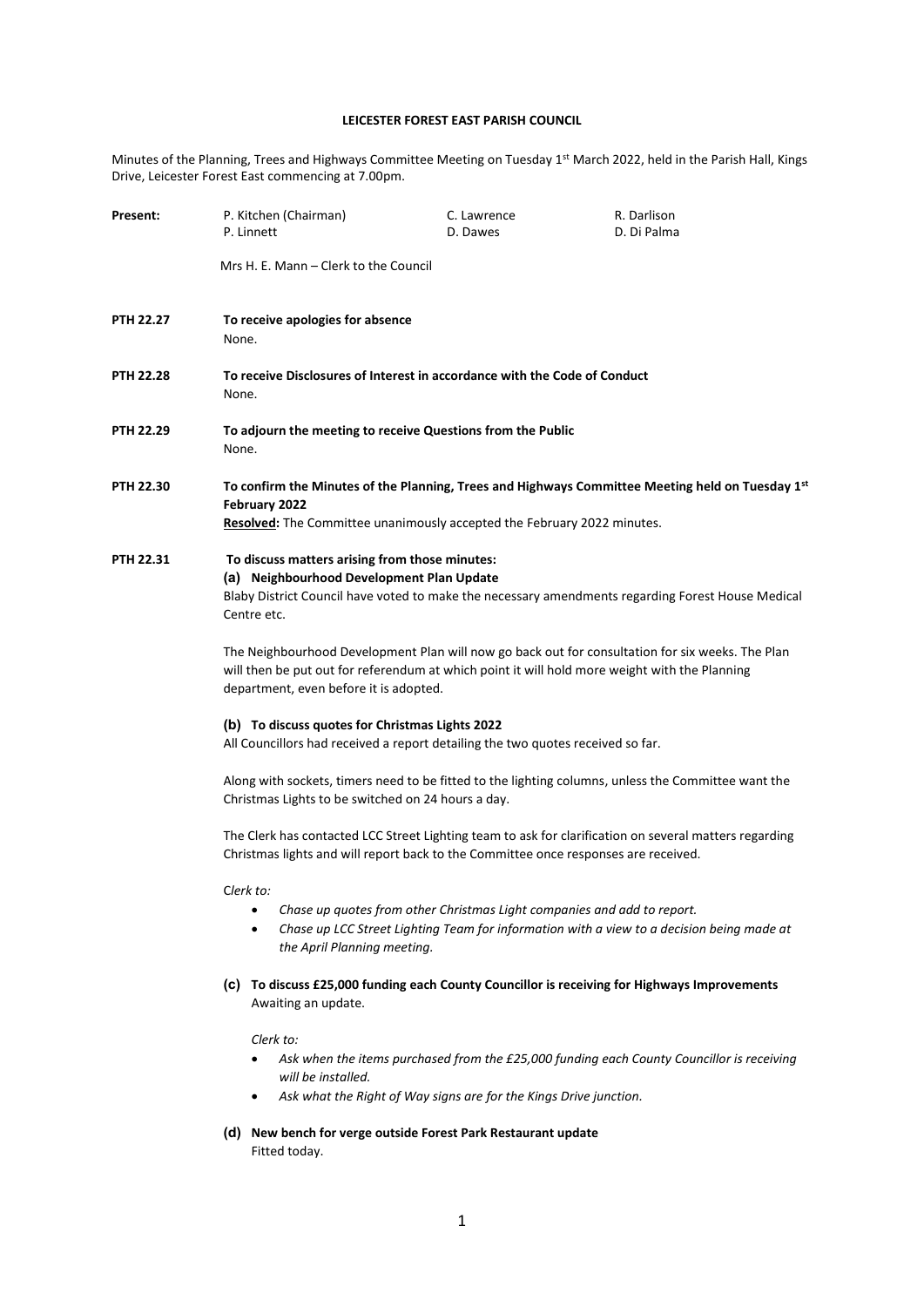**LEICESTER FOREST EAST PARISH COUNCIL**

Minutes of the Planning, Trees and Highways Committee Meeting on Tuesday 1st March 2022, held in the Parish Hall, Kings Drive, Leicester Forest East commencing at 7.00pm.

| **Present:** | P. Kitchen (Chairman) | C. Lawrence | R. Darlison |
|---|---|---|---|
| | P. Linnett | D. Dawes | D. Di Palma |

Mrs H. E. Mann – Clerk to the Council

**PTH 22.27 To receive apologies for absence**

None.

**PTH 22.28 To receive Disclosures of Interest in accordance with the Code of Conduct**

None.

**PTH 22.29 To adjourn the meeting to receive Questions from the Public**

None.

**PTH 22.30 To confirm the Minutes of the Planning, Trees and Highways Committee Meeting held on Tuesday 1st February 2022**

**Resolved:** The Committee unanimously accepted the February 2022 minutes.

**PTH 22.31 To discuss matters arising from those minutes:**

**(a) Neighbourhood Development Plan Update**

Blaby District Council have voted to make the necessary amendments regarding Forest House Medical Centre etc.

The Neighbourhood Development Plan will now go back out for consultation for six weeks. The Plan will then be put out for referendum at which point it will hold more weight with the Planning department, even before it is adopted.

**(b) To discuss quotes for Christmas Lights 2022**

All Councillors had received a report detailing the two quotes received so far.

Along with sockets, timers need to be fitted to the lighting columns, unless the Committee want the Christmas Lights to be switched on 24 hours a day.

The Clerk has contacted LCC Street Lighting team to ask for clarification on several matters regarding Christmas lights and will report back to the Committee once responses are received.

*Clerk to:*

- *Chase up quotes from other Christmas Light companies and add to report.*
- *Chase up LCC Street Lighting Team for information with a view to a decision being made at the April Planning meeting.*

**(c) To discuss £25,000 funding each County Councillor is receiving for Highways Improvements**

Awaiting an update.

*Clerk to:*

- *Ask when the items purchased from the £25,000 funding each County Councillor is receiving will be installed.*
- *Ask what the Right of Way signs are for the Kings Drive junction.*

**(d) New bench for verge outside Forest Park Restaurant update**

Fitted today.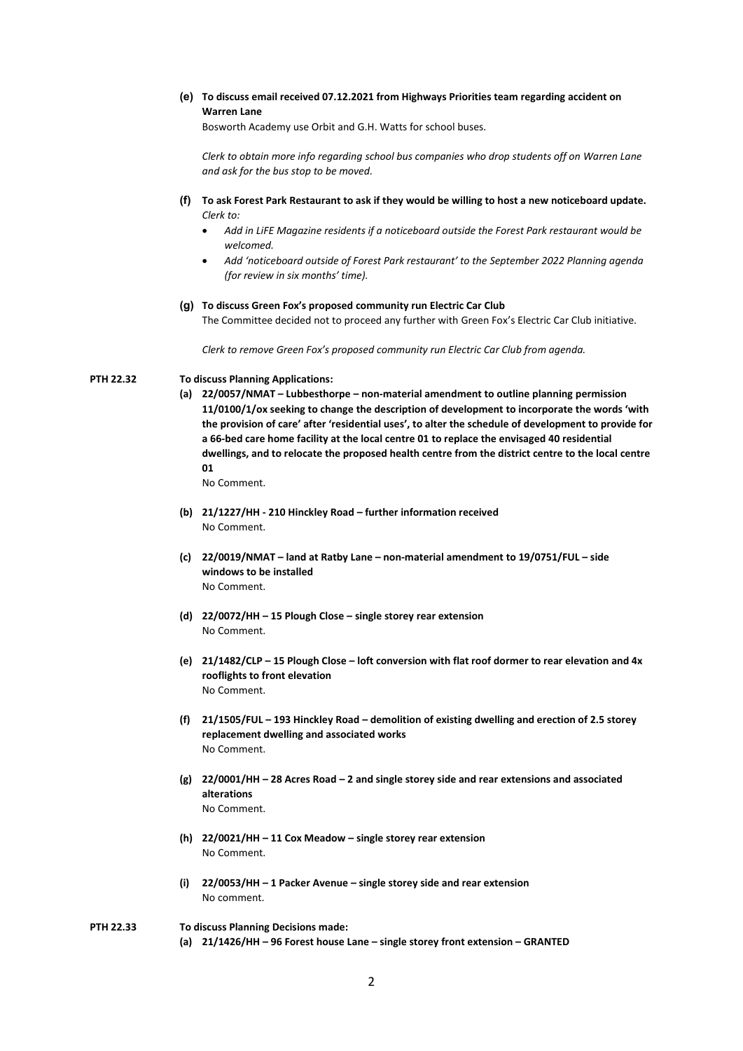**(e) To discuss email received 07.12.2021 from Highways Priorities team regarding accident on Warren Lane**

Bosworth Academy use Orbit and G.H. Watts for school buses.

*Clerk to obtain more info regarding school bus companies who drop students off on Warren Lane and ask for the bus stop to be moved.*

**(f) To ask Forest Park Restaurant to ask if they would be willing to host a new noticeboard update.**

*Clerk to:*

- *Add in LiFE Magazine residents if a noticeboard outside the Forest Park restaurant would be welcomed.*
- *Add 'noticeboard outside of Forest Park restaurant' to the September 2022 Planning agenda (for review in six months' time).*

**(g) To discuss Green Fox's proposed community run Electric Car Club**

The Committee decided not to proceed any further with Green Fox's Electric Car Club initiative.

*Clerk to remove Green Fox's proposed community run Electric Car Club from agenda.*

**PTH 22.32 To discuss Planning Applications:**

**(a) 22/0057/NMAT – Lubbesthorpe – non-material amendment to outline planning permission 11/0100/1/ox seeking to change the description of development to incorporate the words 'with the provision of care' after 'residential uses', to alter the schedule of development to provide for a 66-bed care home facility at the local centre 01 to replace the envisaged 40 residential dwellings, and to relocate the proposed health centre from the district centre to the local centre 01**

No Comment.

**(b) 21/1227/HH - 210 Hinckley Road – further information received**

No Comment.

**(c) 22/0019/NMAT – land at Ratby Lane – non-material amendment to 19/0751/FUL – side windows to be installed**

No Comment.

**(d) 22/0072/HH – 15 Plough Close – single storey rear extension**

No Comment.

**(e) 21/1482/CLP – 15 Plough Close – loft conversion with flat roof dormer to rear elevation and 4x rooflights to front elevation**

No Comment.

**(f) 21/1505/FUL – 193 Hinckley Road – demolition of existing dwelling and erection of 2.5 storey replacement dwelling and associated works**

No Comment.

**(g) 22/0001/HH – 28 Acres Road – 2 and single storey side and rear extensions and associated alterations**

No Comment.

**(h) 22/0021/HH – 11 Cox Meadow – single storey rear extension**

No Comment.

**(i) 22/0053/HH – 1 Packer Avenue – single storey side and rear extension**

No comment.

**PTH 22.33 To discuss Planning Decisions made:**

**(a) 21/1426/HH – 96 Forest house Lane – single storey front extension – GRANTED**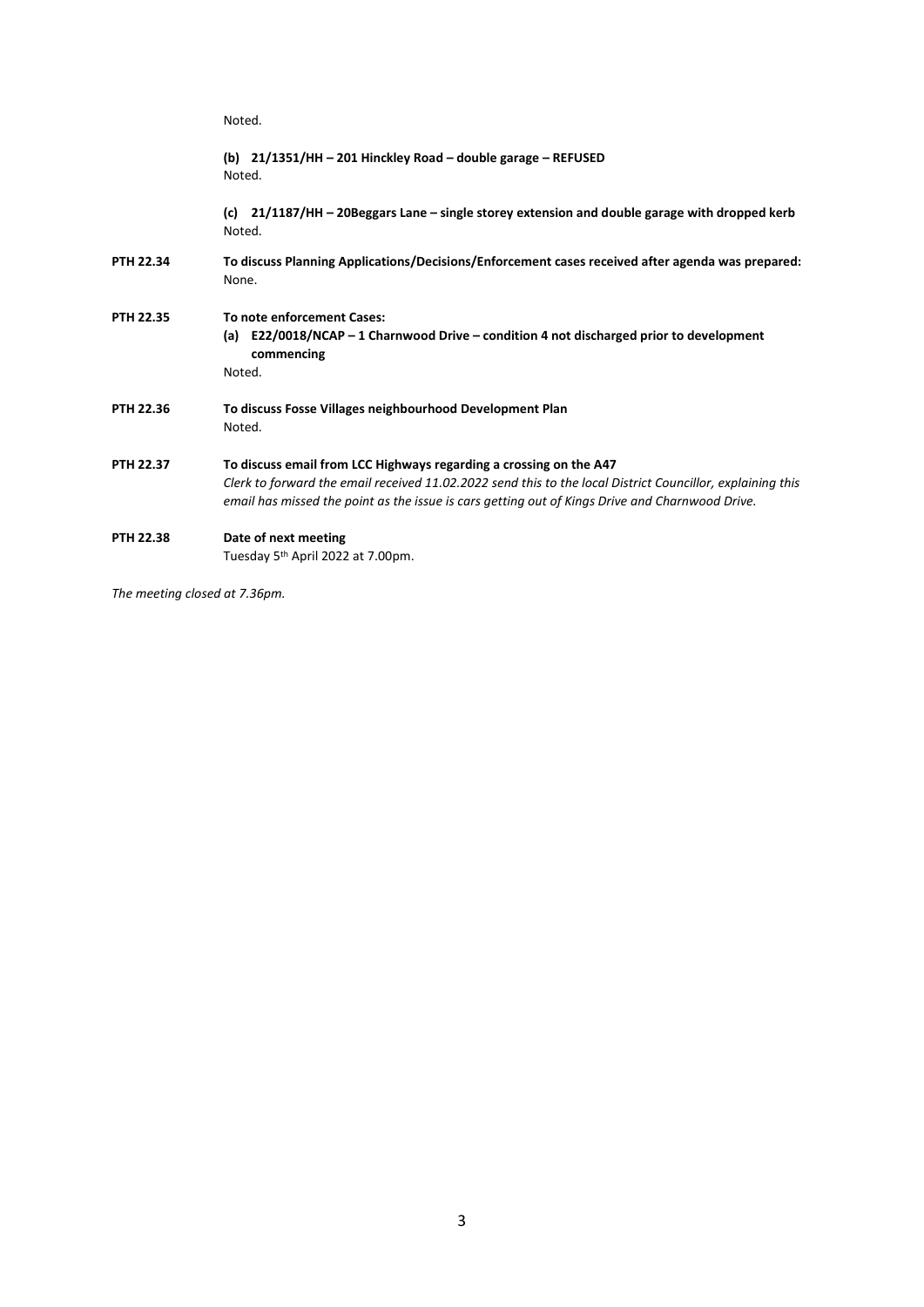Noted.

**(b) 21/1351/HH – 201 Hinckley Road – double garage – REFUSED**
Noted.

**(c) 21/1187/HH – 20Beggars Lane – single storey extension and double garage with dropped kerb**
Noted.

**PTH 22.34** **To discuss Planning Applications/Decisions/Enforcement cases received after agenda was prepared:**
None.

**PTH 22.35** **To note enforcement Cases:**

**(a) E22/0018/NCAP – 1 Charnwood Drive – condition 4 not discharged prior to development commencing**
Noted.

**PTH 22.36** **To discuss Fosse Villages neighbourhood Development Plan**
Noted.

**PTH 22.37** **To discuss email from LCC Highways regarding a crossing on the A47**
*Clerk to forward the email received 11.02.2022 send this to the local District Councillor, explaining this email has missed the point as the issue is cars getting out of Kings Drive and Charnwood Drive.*

**PTH 22.38** **Date of next meeting**
Tuesday 5th April 2022 at 7.00pm.

*The meeting closed at 7.36pm.*